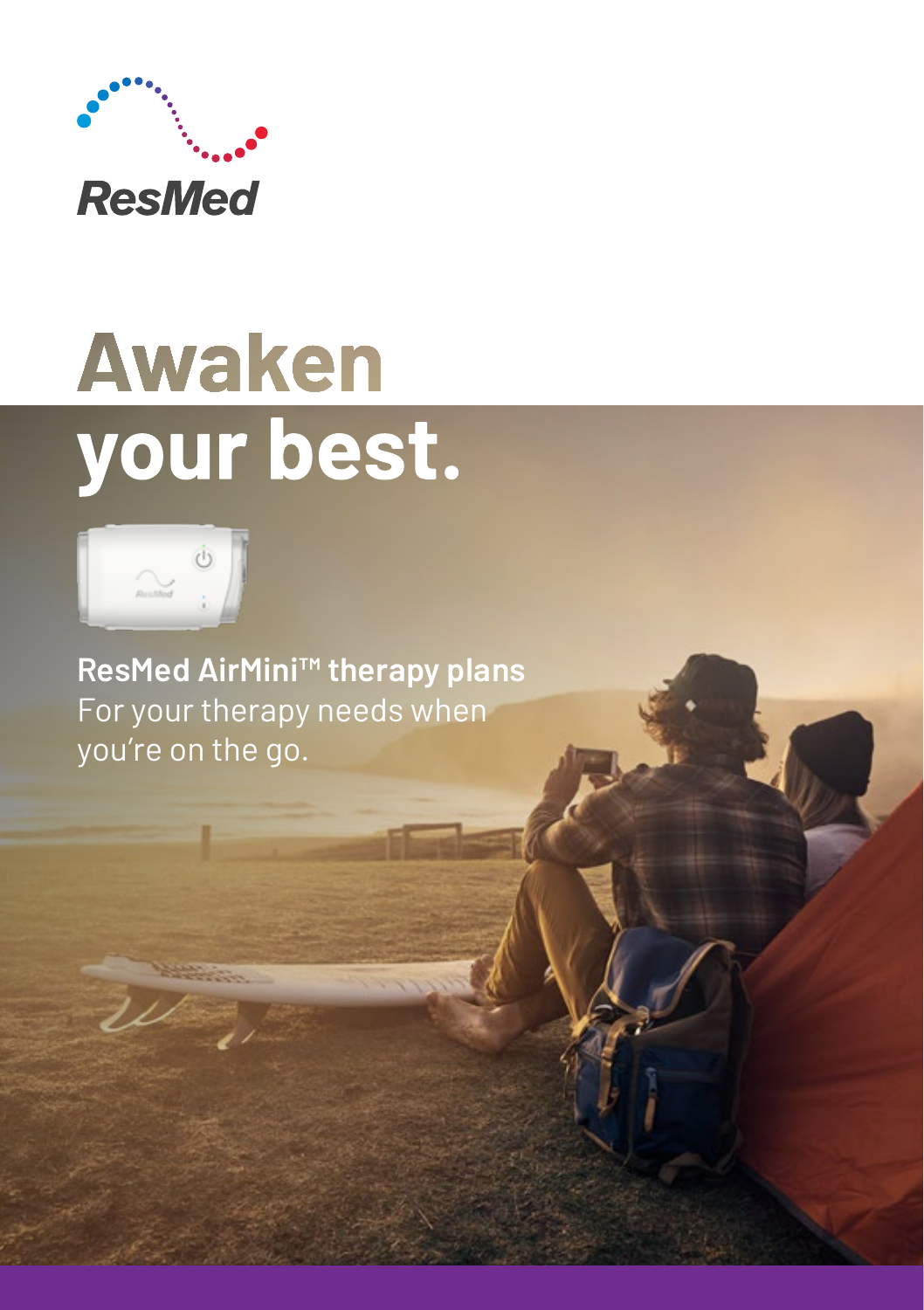ResMed

# Awaken your best.

**ResMed AirMini™ therapy plans**
For your therapy needs when you're on the go.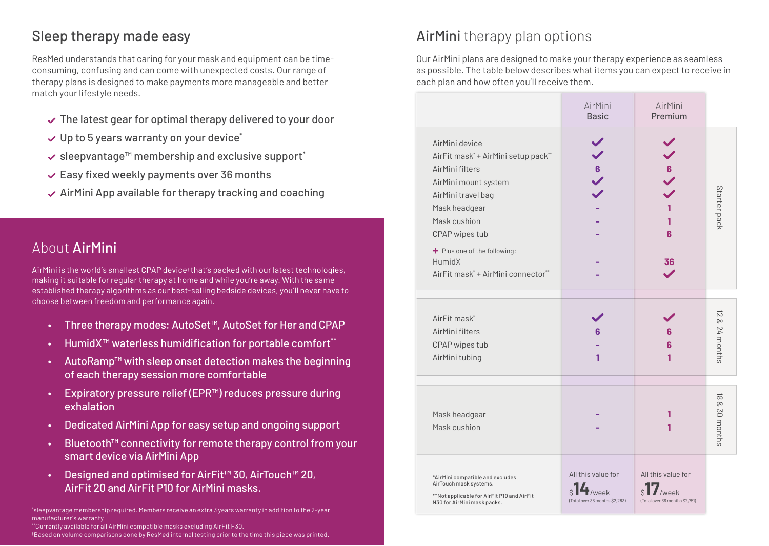## Sleep therapy made easy

ResMed understands that caring for your mask and equipment can be time-consuming, confusing and can come with unexpected costs. Our range of therapy plans is designed to make payments more manageable and better match your lifestyle needs.

- ✓ The latest gear for optimal therapy delivered to your door
- ✓ Up to 5 years warranty on your device*
- ✓ sleepvantage™ membership and exclusive support*
- ✓ Easy fixed weekly payments over 36 months
- ✓ AirMini App available for therapy tracking and coaching

## About **AirMini**

AirMini is the world's smallest CPAP device† that's packed with our latest technologies, making it suitable for regular therapy at home and while you're away. With the same established therapy algorithms as our best-selling bedside devices, you'll never have to choose between freedom and performance again.

- Three therapy modes: AutoSet™, AutoSet for Her and CPAP
- HumidX™ waterless humidification for portable comfort**
- AutoRamp™ with sleep onset detection makes the beginning of each therapy session more comfortable
- Expiratory pressure relief (EPR™) reduces pressure during exhalation
- Dedicated AirMini App for easy setup and ongoing support
- Bluetooth™ connectivity for remote therapy control from your smart device via AirMini App
- Designed and optimised for AirFit™ 30, AirTouch™ 20, AirFit 20 and AirFit P10 for AirMini masks.

*sleepvantage membership required. Members receive an extra 3 years warranty in addition to the 2-year manufacturer's warranty
**Currently available for all AirMini compatible masks excluding AirFit F30.
†Based on volume comparisons done by ResMed internal testing prior to the time this piece was printed.

## **AirMini** therapy plan options

Our AirMini plans are designed to make your therapy experience as seamless as possible. The table below describes what items you can expect to receive in each plan and how often you'll receive them.

| | AirMini Basic | AirMini Premium | |
|---|---|---|---|
| AirMini device | ✓ | ✓ | Starter pack |
| AirFit mask* + AirMini setup pack** | ✓ | ✓ | Starter pack |
| AirMini filters | 6 | 6 | Starter pack |
| AirMini mount system | ✓ | ✓ | Starter pack |
| AirMini travel bag | ✓ | ✓ | Starter pack |
| Mask headgear | - | 1 | Starter pack |
| Mask cushion | - | 1 | Starter pack |
| CPAP wipes tub | - | 6 | Starter pack |
| + Plus one of the following: | | | Starter pack |
| HumidX | - | 36 | Starter pack |
| AirFit mask* + AirMini connector** | - | ✓ | Starter pack |
| AirFit mask* | ✓ | ✓ | 12 & 24 months |
| AirMini filters | 6 | 6 | 12 & 24 months |
| CPAP wipes tub | - | 6 | 12 & 24 months |
| AirMini tubing | 1 | 1 | 12 & 24 months |
| Mask headgear | - | 1 | 18 & 30 months |
| Mask cushion | - | 1 | 18 & 30 months |
| *AirMini compatible and excludes AirTouch mask systems. **Not applicable for AirFit P10 and AirFit N30 for AirMini mask packs. | All this value for $14/week (Total over 36 months $2,283) | All this value for $17/week (Total over 36 months $2,751) | |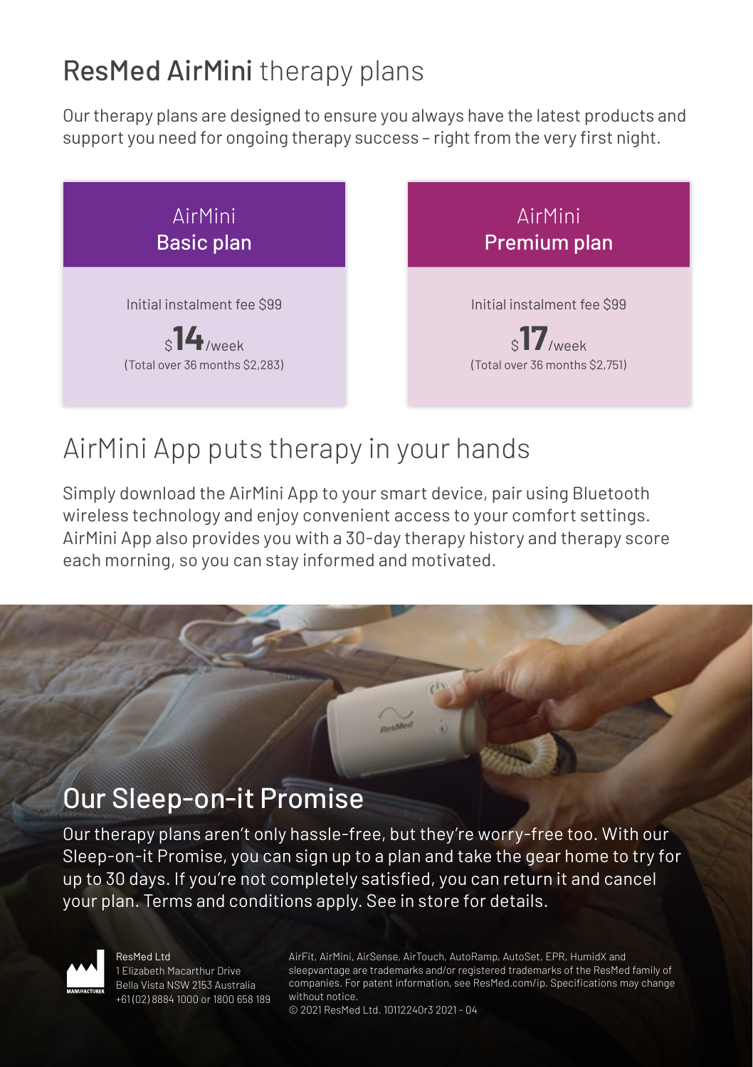# ResMed AirMini therapy plans

Our therapy plans are designed to ensure you always have the latest products and support you need for ongoing therapy success – right from the very first night.

| AirMini Basic plan | AirMini Premium plan |
|---|---|
| Initial instalment fee $99 | Initial instalment fee $99 |
| $14/week | $17/week |
| (Total over 36 months $2,283) | (Total over 36 months $2,751) |

## AirMini App puts therapy in your hands

Simply download the AirMini App to your smart device, pair using Bluetooth wireless technology and enjoy convenient access to your comfort settings. AirMini App also provides you with a 30-day therapy history and therapy score each morning, so you can stay informed and motivated.

## Our Sleep-on-it Promise

Our therapy plans aren't only hassle-free, but they're worry-free too. With our Sleep-on-it Promise, you can sign up to a plan and take the gear home to try for up to 30 days. If you're not completely satisfied, you can return it and cancel your plan. Terms and conditions apply. See in store for details.

MANUFACTURER

ResMed Ltd
1 Elizabeth Macarthur Drive
Bella Vista NSW 2153 Australia
+61 (02) 8884 1000 or 1800 658 189

AirFit, AirMini, AirSense, AirTouch, AutoRamp, AutoSet, EPR, HumidX and sleepvantage are trademarks and/or registered trademarks of the ResMed family of companies. For patent information, see ResMed.com/ip. Specifications may change without notice.
© 2021 ResMed Ltd. 10112240r3 2021 - 04